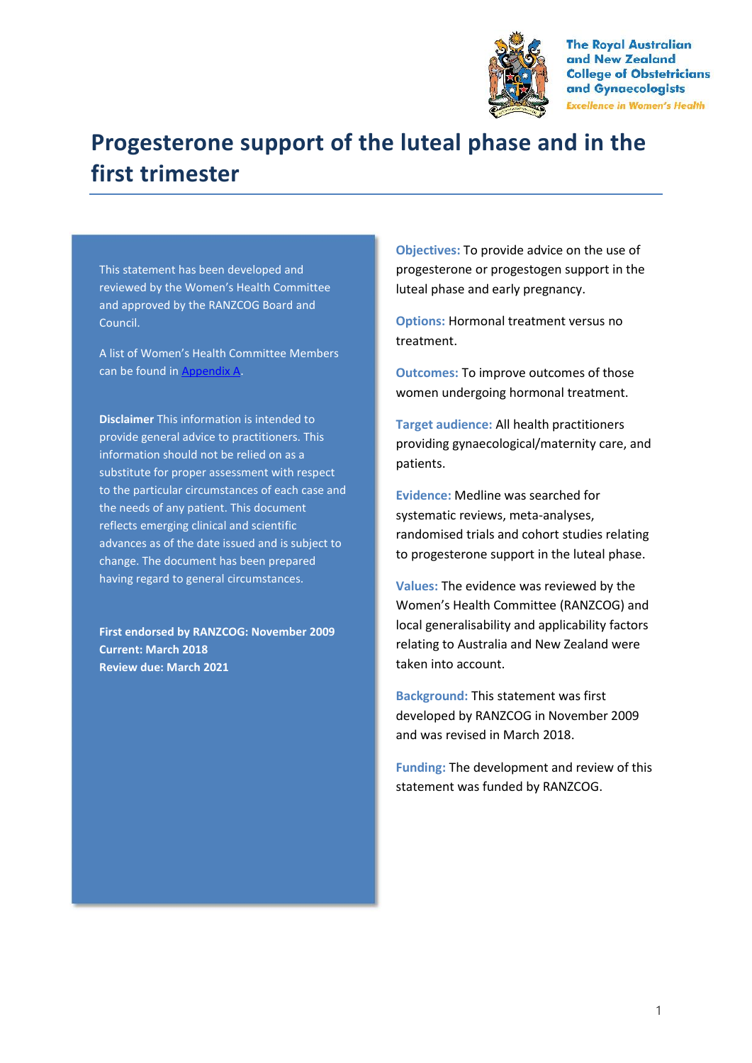The Royal Australian and New Zealand College of Obstetricians and Gynaecologists
*Excellence in Women's Health*

# Progesterone support of the luteal phase and in the first trimester

This statement has been developed and reviewed by the Women's Health Committee and approved by the RANZCOG Board and Council.

A list of Women's Health Committee Members can be found in Appendix A.

**Disclaimer** This information is intended to provide general advice to practitioners. This information should not be relied on as a substitute for proper assessment with respect to the particular circumstances of each case and the needs of any patient. This document reflects emerging clinical and scientific advances as of the date issued and is subject to change. The document has been prepared having regard to general circumstances.

**First endorsed by RANZCOG: November 2009**
**Current: March 2018**
**Review due: March 2021**

**Objectives:** To provide advice on the use of progesterone or progestogen support in the luteal phase and early pregnancy.

**Options:** Hormonal treatment versus no treatment.

**Outcomes:** To improve outcomes of those women undergoing hormonal treatment.

**Target audience:** All health practitioners providing gynaecological/maternity care, and patients.

**Evidence:** Medline was searched for systematic reviews, meta-analyses, randomised trials and cohort studies relating to progesterone support in the luteal phase.

**Values:** The evidence was reviewed by the Women's Health Committee (RANZCOG) and local generalisability and applicability factors relating to Australia and New Zealand were taken into account.

**Background:** This statement was first developed by RANZCOG in November 2009 and was revised in March 2018.

**Funding:** The development and review of this statement was funded by RANZCOG.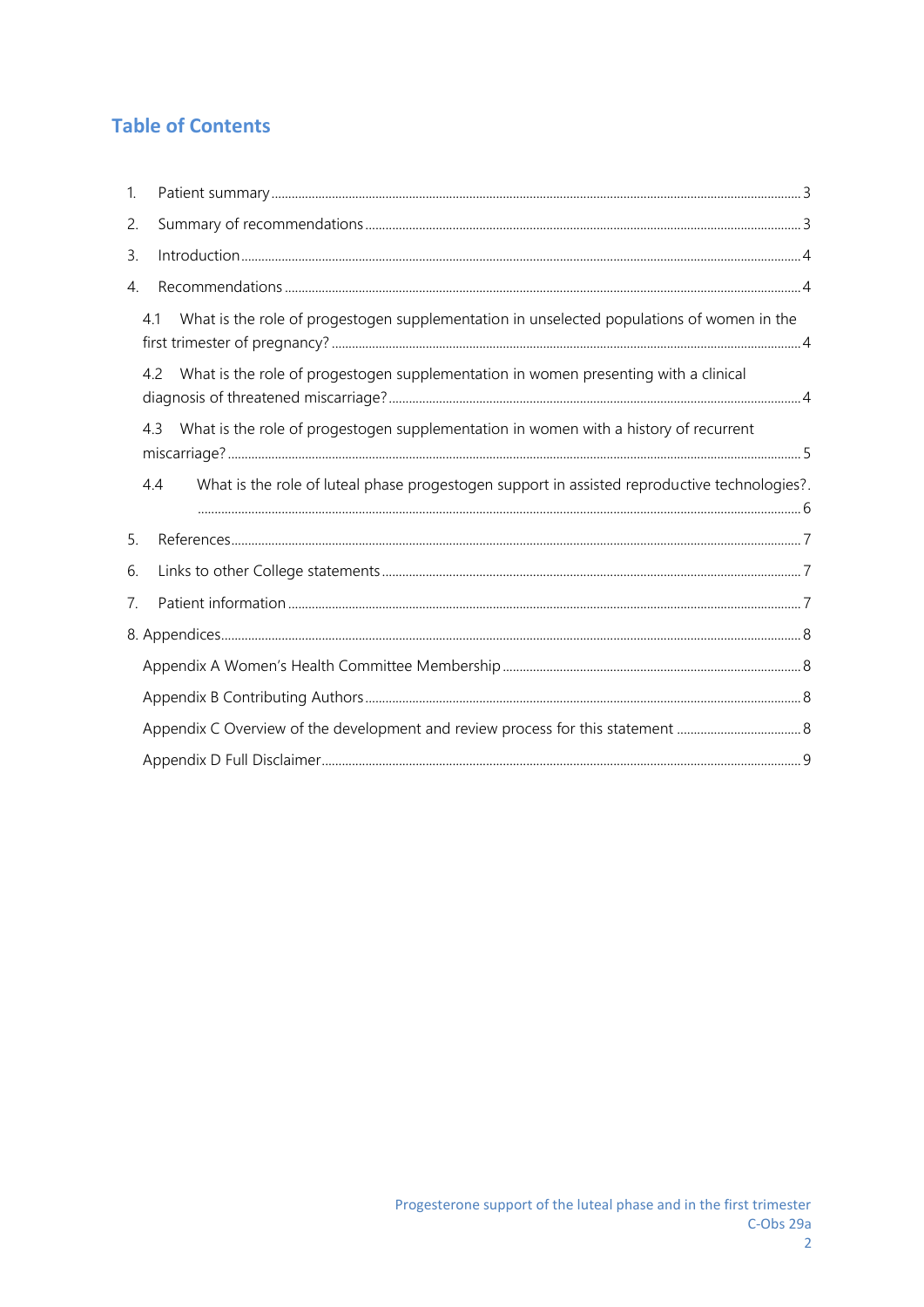# Table of Contents

1. Patient summary ..... 3
2. Summary of recommendations ..... 3
3. Introduction ..... 4
4. Recommendations ..... 4
   - 4.1 What is the role of progestogen supplementation in unselected populations of women in the first trimester of pregnancy? ..... 4
   - 4.2 What is the role of progestogen supplementation in women presenting with a clinical diagnosis of threatened miscarriage? ..... 4
   - 4.3 What is the role of progestogen supplementation in women with a history of recurrent miscarriage? ..... 5
   - 4.4 What is the role of luteal phase progestogen support in assisted reproductive technologies? ..... 6
5. References ..... 7
6. Links to other College statements ..... 7
7. Patient information ..... 7
8. Appendices ..... 8
   - Appendix A Women's Health Committee Membership ..... 8
   - Appendix B Contributing Authors ..... 8
   - Appendix C Overview of the development and review process for this statement ..... 8
   - Appendix D Full Disclaimer ..... 9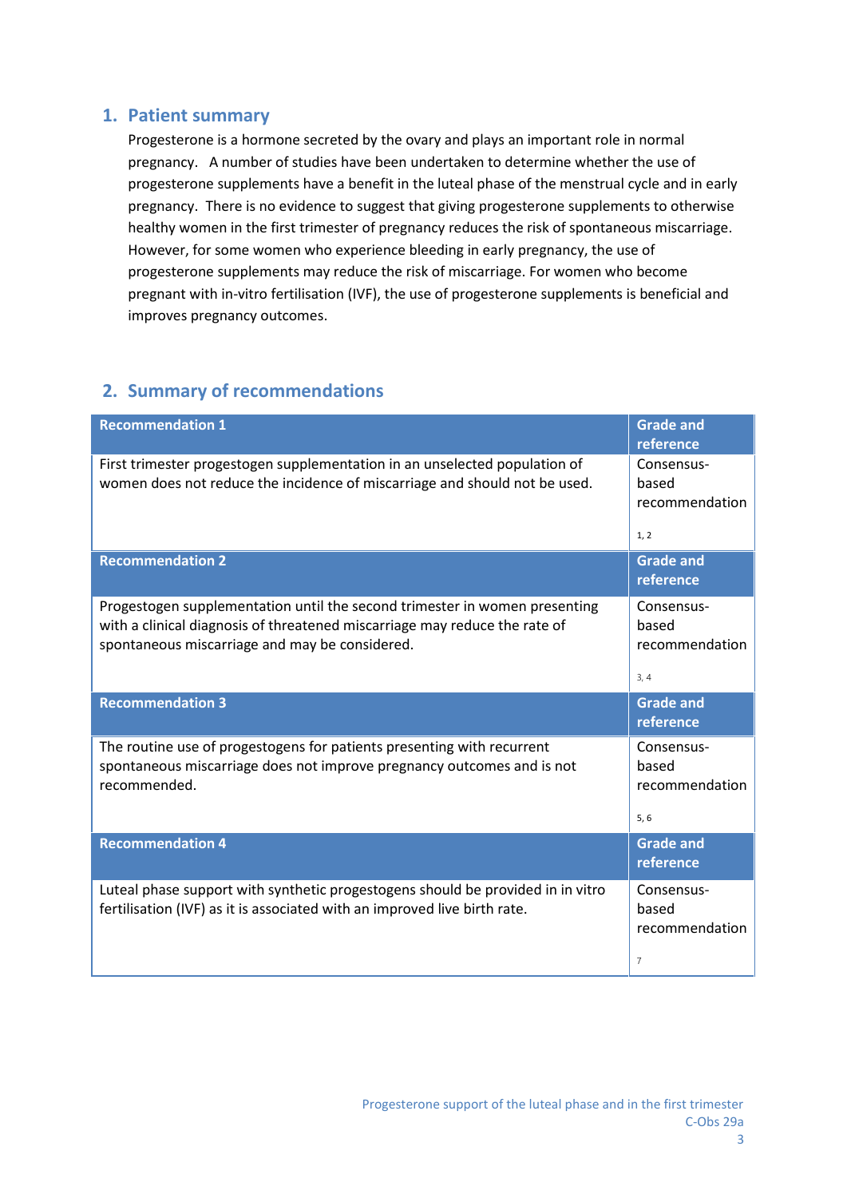## 1. Patient summary

Progesterone is a hormone secreted by the ovary and plays an important role in normal pregnancy. A number of studies have been undertaken to determine whether the use of progesterone supplements have a benefit in the luteal phase of the menstrual cycle and in early pregnancy. There is no evidence to suggest that giving progesterone supplements to otherwise healthy women in the first trimester of pregnancy reduces the risk of spontaneous miscarriage. However, for some women who experience bleeding in early pregnancy, the use of progesterone supplements may reduce the risk of miscarriage. For women who become pregnant with in-vitro fertilisation (IVF), the use of progesterone supplements is beneficial and improves pregnancy outcomes.

## 2. Summary of recommendations

| Recommendation 1 | Grade and reference |
|---|---|
| First trimester progestogen supplementation in an unselected population of women does not reduce the incidence of miscarriage and should not be used. | Consensus-based recommendation<br><br>1, 2 |
| **Recommendation 2** | **Grade and reference** |
| Progestogen supplementation until the second trimester in women presenting with a clinical diagnosis of threatened miscarriage may reduce the rate of spontaneous miscarriage and may be considered. | Consensus-based recommendation<br><br>3, 4 |
| **Recommendation 3** | **Grade and reference** |
| The routine use of progestogens for patients presenting with recurrent spontaneous miscarriage does not improve pregnancy outcomes and is not recommended. | Consensus-based recommendation<br><br>5, 6 |
| **Recommendation 4** | **Grade and reference** |
| Luteal phase support with synthetic progestogens should be provided in in vitro fertilisation (IVF) as it is associated with an improved live birth rate. | Consensus-based recommendation<br><br>7 |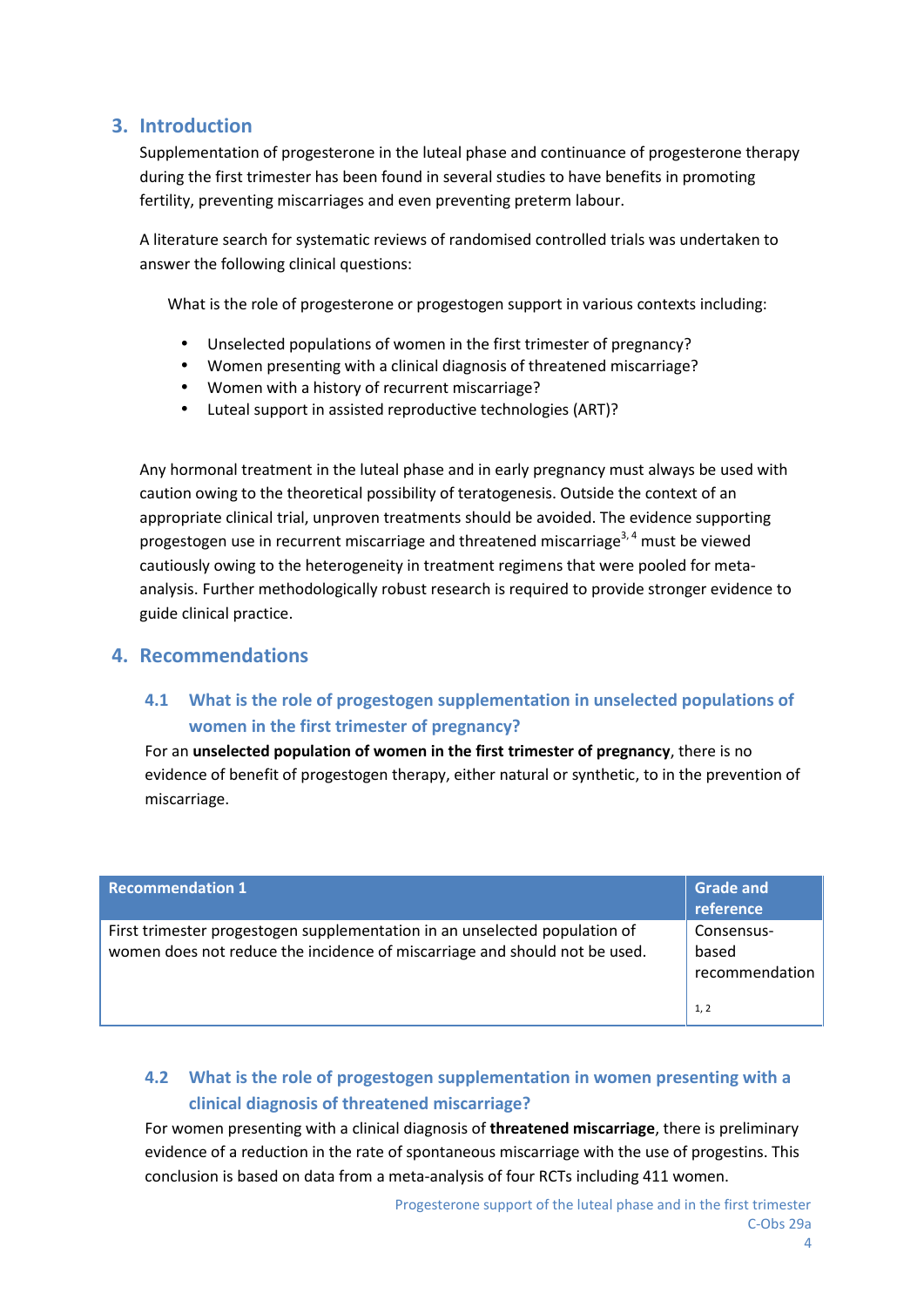## 3. Introduction

Supplementation of progesterone in the luteal phase and continuance of progesterone therapy during the first trimester has been found in several studies to have benefits in promoting fertility, preventing miscarriages and even preventing preterm labour.

A literature search for systematic reviews of randomised controlled trials was undertaken to answer the following clinical questions:

What is the role of progesterone or progestogen support in various contexts including:

- Unselected populations of women in the first trimester of pregnancy?
- Women presenting with a clinical diagnosis of threatened miscarriage?
- Women with a history of recurrent miscarriage?
- Luteal support in assisted reproductive technologies (ART)?

Any hormonal treatment in the luteal phase and in early pregnancy must always be used with caution owing to the theoretical possibility of teratogenesis. Outside the context of an appropriate clinical trial, unproven treatments should be avoided. The evidence supporting progestogen use in recurrent miscarriage and threatened miscarriage[3, 4] must be viewed cautiously owing to the heterogeneity in treatment regimens that were pooled for meta-analysis. Further methodologically robust research is required to provide stronger evidence to guide clinical practice.

## 4. Recommendations

### 4.1 What is the role of progestogen supplementation in unselected populations of women in the first trimester of pregnancy?

For an **unselected population of women in the first trimester of pregnancy**, there is no evidence of benefit of progestogen therapy, either natural or synthetic, to in the prevention of miscarriage.

| Recommendation 1 | Grade and reference |
|---|---|
| First trimester progestogen supplementation in an unselected population of women does not reduce the incidence of miscarriage and should not be used. | Consensus-based recommendation [1, 2] |

### 4.2 What is the role of progestogen supplementation in women presenting with a clinical diagnosis of threatened miscarriage?

For women presenting with a clinical diagnosis of **threatened miscarriage**, there is preliminary evidence of a reduction in the rate of spontaneous miscarriage with the use of progestins. This conclusion is based on data from a meta-analysis of four RCTs including 411 women.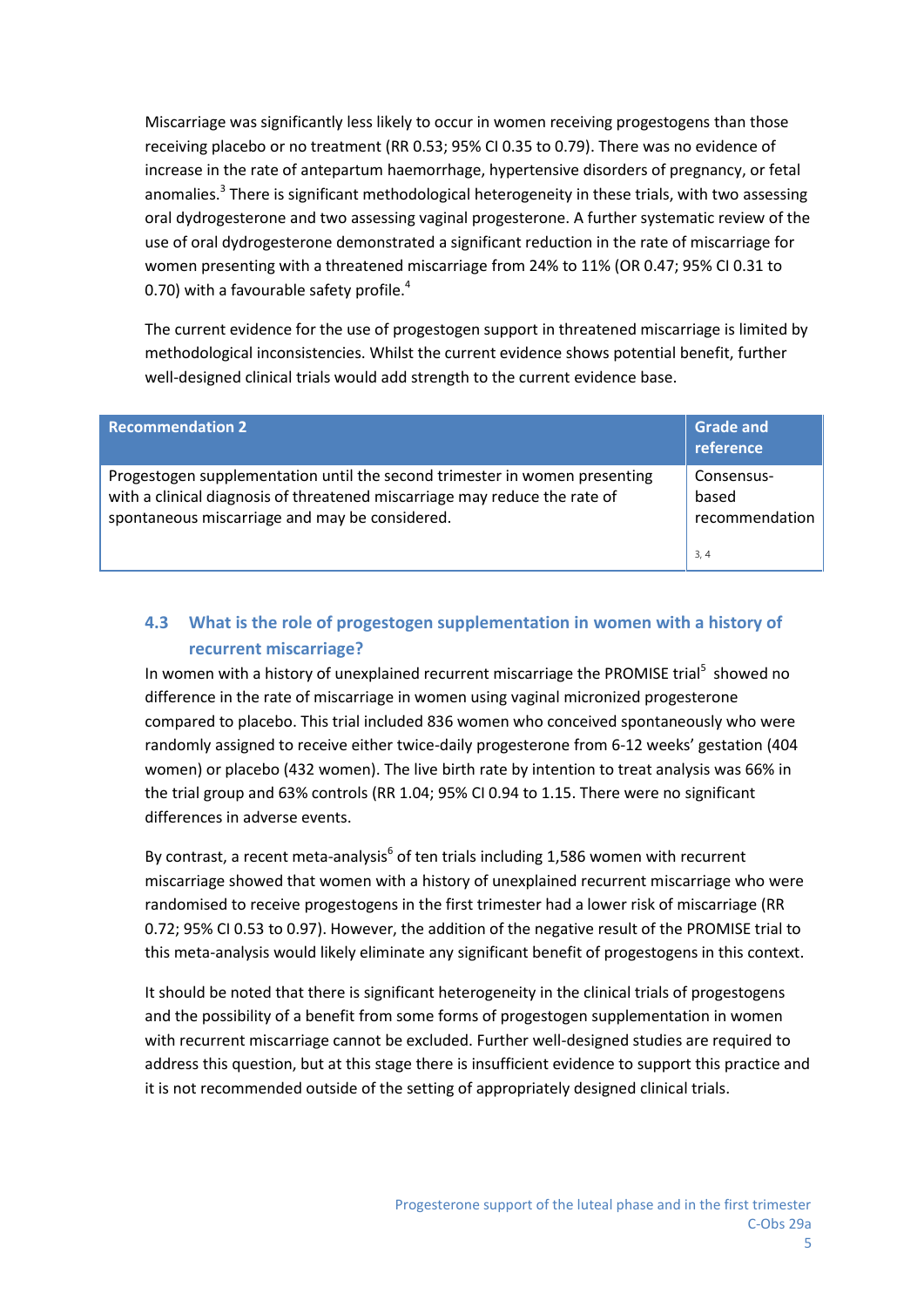Miscarriage was significantly less likely to occur in women receiving progestogens than those receiving placebo or no treatment (RR 0.53; 95% CI 0.35 to 0.79). There was no evidence of increase in the rate of antepartum haemorrhage, hypertensive disorders of pregnancy, or fetal anomalies.[3] There is significant methodological heterogeneity in these trials, with two assessing oral dydrogesterone and two assessing vaginal progesterone. A further systematic review of the use of oral dydrogesterone demonstrated a significant reduction in the rate of miscarriage for women presenting with a threatened miscarriage from 24% to 11% (OR 0.47; 95% CI 0.31 to 0.70) with a favourable safety profile.[4]

The current evidence for the use of progestogen support in threatened miscarriage is limited by methodological inconsistencies. Whilst the current evidence shows potential benefit, further well-designed clinical trials would add strength to the current evidence base.

| Recommendation 2 | Grade and reference |
| --- | --- |
| Progestogen supplementation until the second trimester in women presenting with a clinical diagnosis of threatened miscarriage may reduce the rate of spontaneous miscarriage and may be considered. | Consensus-based recommendation [3, 4] |

### 4.3 What is the role of progestogen supplementation in women with a history of recurrent miscarriage?

In women with a history of unexplained recurrent miscarriage the PROMISE trial[5] showed no difference in the rate of miscarriage in women using vaginal micronized progesterone compared to placebo. This trial included 836 women who conceived spontaneously who were randomly assigned to receive either twice-daily progesterone from 6-12 weeks' gestation (404 women) or placebo (432 women). The live birth rate by intention to treat analysis was 66% in the trial group and 63% controls (RR 1.04; 95% CI 0.94 to 1.15. There were no significant differences in adverse events.

By contrast, a recent meta-analysis[6] of ten trials including 1,586 women with recurrent miscarriage showed that women with a history of unexplained recurrent miscarriage who were randomised to receive progestogens in the first trimester had a lower risk of miscarriage (RR 0.72; 95% CI 0.53 to 0.97). However, the addition of the negative result of the PROMISE trial to this meta-analysis would likely eliminate any significant benefit of progestogens in this context.

It should be noted that there is significant heterogeneity in the clinical trials of progestogens and the possibility of a benefit from some forms of progestogen supplementation in women with recurrent miscarriage cannot be excluded. Further well-designed studies are required to address this question, but at this stage there is insufficient evidence to support this practice and it is not recommended outside of the setting of appropriately designed clinical trials.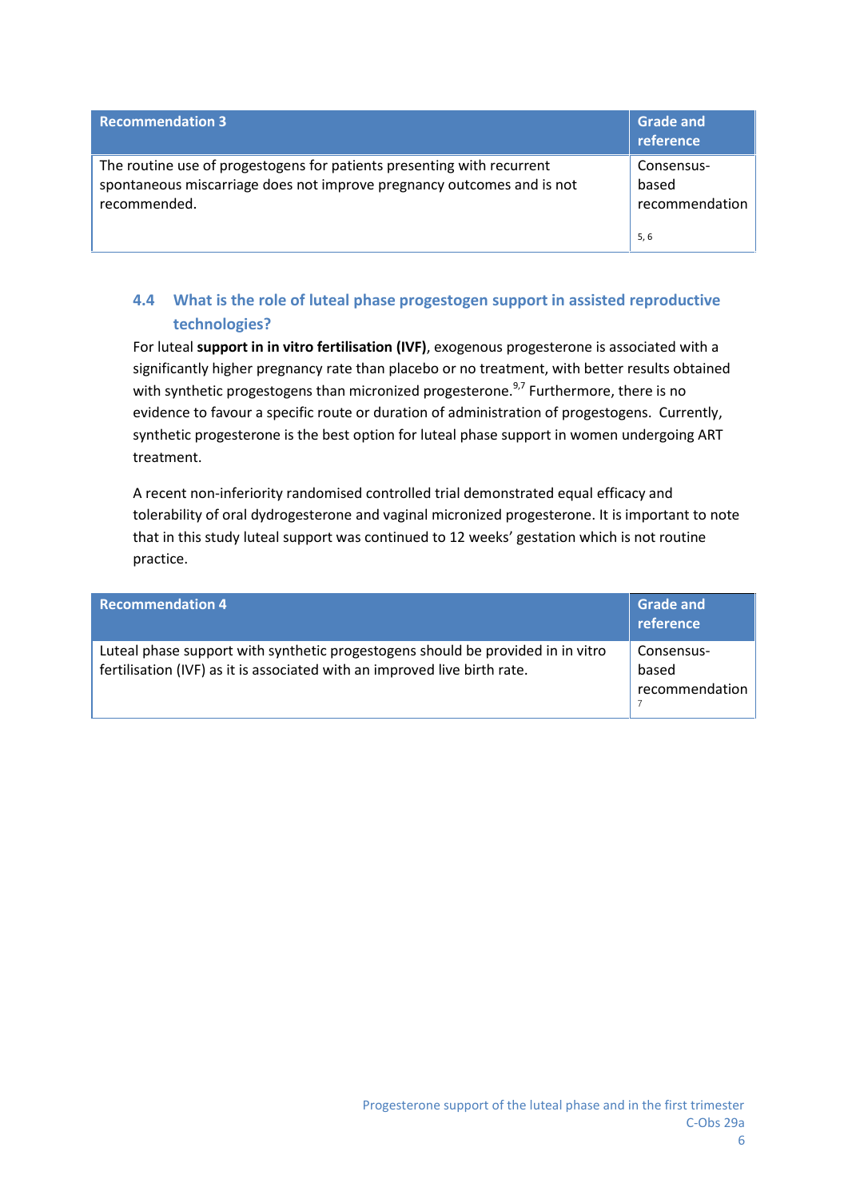| Recommendation 3 | Grade and reference |
|---|---|
| The routine use of progestogens for patients presenting with recurrent spontaneous miscarriage does not improve pregnancy outcomes and is not recommended. | Consensus-based recommendation [5, 6] |

### 4.4 What is the role of luteal phase progestogen support in assisted reproductive technologies?

For luteal **support in in vitro fertilisation (IVF)**, exogenous progesterone is associated with a significantly higher pregnancy rate than placebo or no treatment, with better results obtained with synthetic progestogens than micronized progesterone.[9,7] Furthermore, there is no evidence to favour a specific route or duration of administration of progestogens. Currently, synthetic progesterone is the best option for luteal phase support in women undergoing ART treatment.

A recent non-inferiority randomised controlled trial demonstrated equal efficacy and tolerability of oral dydrogesterone and vaginal micronized progesterone. It is important to note that in this study luteal support was continued to 12 weeks' gestation which is not routine practice.

| Recommendation 4 | Grade and reference |
|---|---|
| Luteal phase support with synthetic progestogens should be provided in in vitro fertilisation (IVF) as it is associated with an improved live birth rate. | Consensus-based recommendation [7] |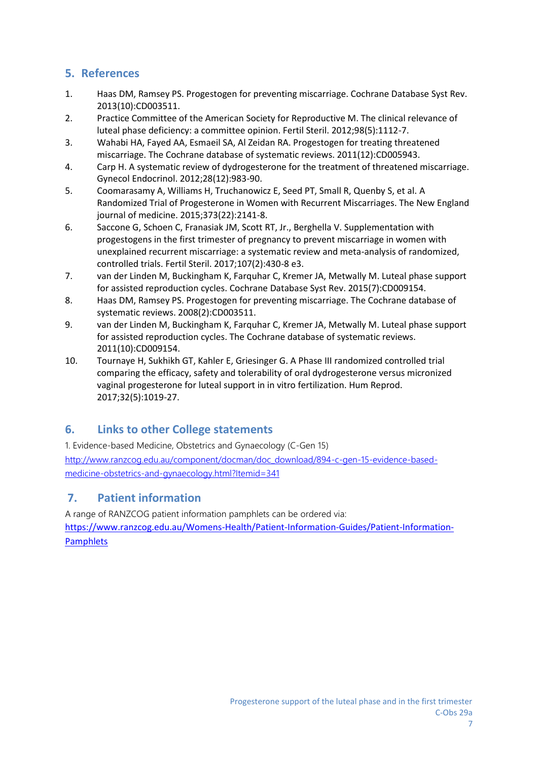## 5. References

1. Haas DM, Ramsey PS. Progestogen for preventing miscarriage. Cochrane Database Syst Rev. 2013(10):CD003511.
2. Practice Committee of the American Society for Reproductive M. The clinical relevance of luteal phase deficiency: a committee opinion. Fertil Steril. 2012;98(5):1112-7.
3. Wahabi HA, Fayed AA, Esmaeil SA, Al Zeidan RA. Progestogen for treating threatened miscarriage. The Cochrane database of systematic reviews. 2011(12):CD005943.
4. Carp H. A systematic review of dydrogesterone for the treatment of threatened miscarriage. Gynecol Endocrinol. 2012;28(12):983-90.
5. Coomarasamy A, Williams H, Truchanowicz E, Seed PT, Small R, Quenby S, et al. A Randomized Trial of Progesterone in Women with Recurrent Miscarriages. The New England journal of medicine. 2015;373(22):2141-8.
6. Saccone G, Schoen C, Franasiak JM, Scott RT, Jr., Berghella V. Supplementation with progestogens in the first trimester of pregnancy to prevent miscarriage in women with unexplained recurrent miscarriage: a systematic review and meta-analysis of randomized, controlled trials. Fertil Steril. 2017;107(2):430-8 e3.
7. van der Linden M, Buckingham K, Farquhar C, Kremer JA, Metwally M. Luteal phase support for assisted reproduction cycles. Cochrane Database Syst Rev. 2015(7):CD009154.
8. Haas DM, Ramsey PS. Progestogen for preventing miscarriage. The Cochrane database of systematic reviews. 2008(2):CD003511.
9. van der Linden M, Buckingham K, Farquhar C, Kremer JA, Metwally M. Luteal phase support for assisted reproduction cycles. The Cochrane database of systematic reviews. 2011(10):CD009154.
10. Tournaye H, Sukhikh GT, Kahler E, Griesinger G. A Phase III randomized controlled trial comparing the efficacy, safety and tolerability of oral dydrogesterone versus micronized vaginal progesterone for luteal support in in vitro fertilization. Hum Reprod. 2017;32(5):1019-27.

## 6. Links to other College statements

1. Evidence-based Medicine, Obstetrics and Gynaecology (C-Gen 15)
http://www.ranzcog.edu.au/component/docman/doc_download/894-c-gen-15-evidence-based-medicine-obstetrics-and-gynaecology.html?Itemid=341

## 7. Patient information

A range of RANZCOG patient information pamphlets can be ordered via:
https://www.ranzcog.edu.au/Womens-Health/Patient-Information-Guides/Patient-Information-Pamphlets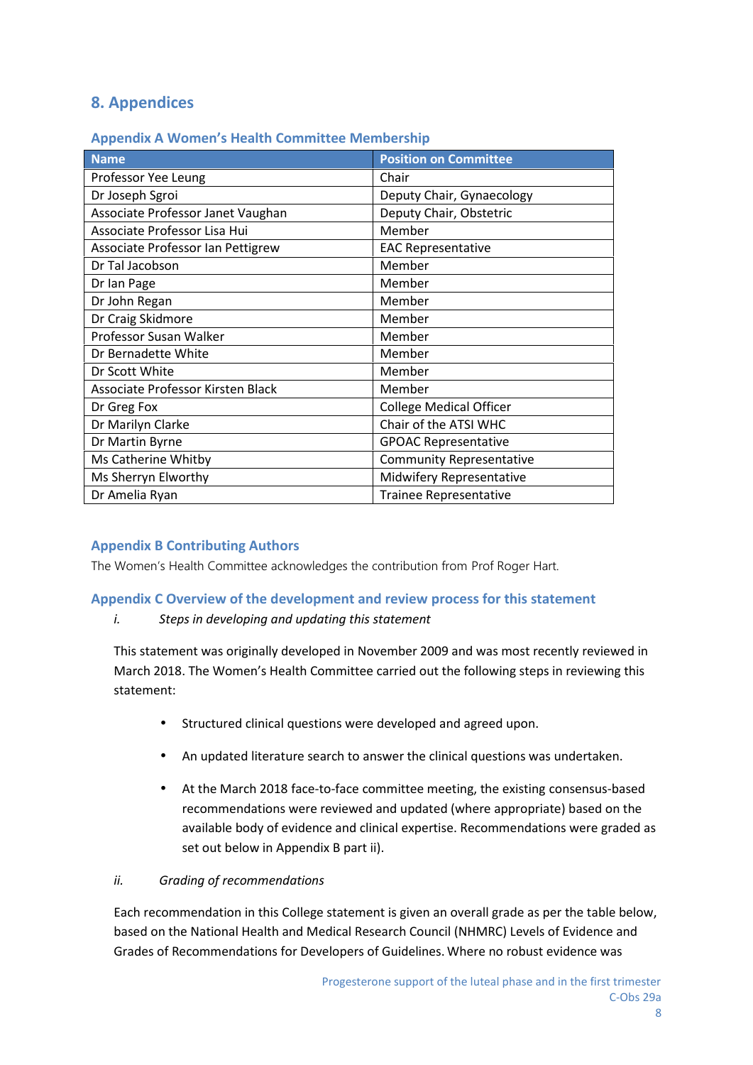## 8. Appendices

### Appendix A Women's Health Committee Membership

| Name | Position on Committee |
|---|---|
| Professor Yee Leung | Chair |
| Dr Joseph Sgroi | Deputy Chair, Gynaecology |
| Associate Professor Janet Vaughan | Deputy Chair, Obstetric |
| Associate Professor Lisa Hui | Member |
| Associate Professor Ian Pettigrew | EAC Representative |
| Dr Tal Jacobson | Member |
| Dr Ian Page | Member |
| Dr John Regan | Member |
| Dr Craig Skidmore | Member |
| Professor Susan Walker | Member |
| Dr Bernadette White | Member |
| Dr Scott White | Member |
| Associate Professor Kirsten Black | Member |
| Dr Greg Fox | College Medical Officer |
| Dr Marilyn Clarke | Chair of the ATSI WHC |
| Dr Martin Byrne | GPOAC Representative |
| Ms Catherine Whitby | Community Representative |
| Ms Sherryn Elworthy | Midwifery Representative |
| Dr Amelia Ryan | Trainee Representative |

### Appendix B Contributing Authors

The Women's Health Committee acknowledges the contribution from Prof Roger Hart.

### Appendix C Overview of the development and review process for this statement

i. *Steps in developing and updating this statement*

This statement was originally developed in November 2009 and was most recently reviewed in March 2018. The Women's Health Committee carried out the following steps in reviewing this statement:

- Structured clinical questions were developed and agreed upon.
- An updated literature search to answer the clinical questions was undertaken.
- At the March 2018 face-to-face committee meeting, the existing consensus-based recommendations were reviewed and updated (where appropriate) based on the available body of evidence and clinical expertise. Recommendations were graded as set out below in Appendix B part ii).

ii. *Grading of recommendations*

Each recommendation in this College statement is given an overall grade as per the table below, based on the National Health and Medical Research Council (NHMRC) Levels of Evidence and Grades of Recommendations for Developers of Guidelines. Where no robust evidence was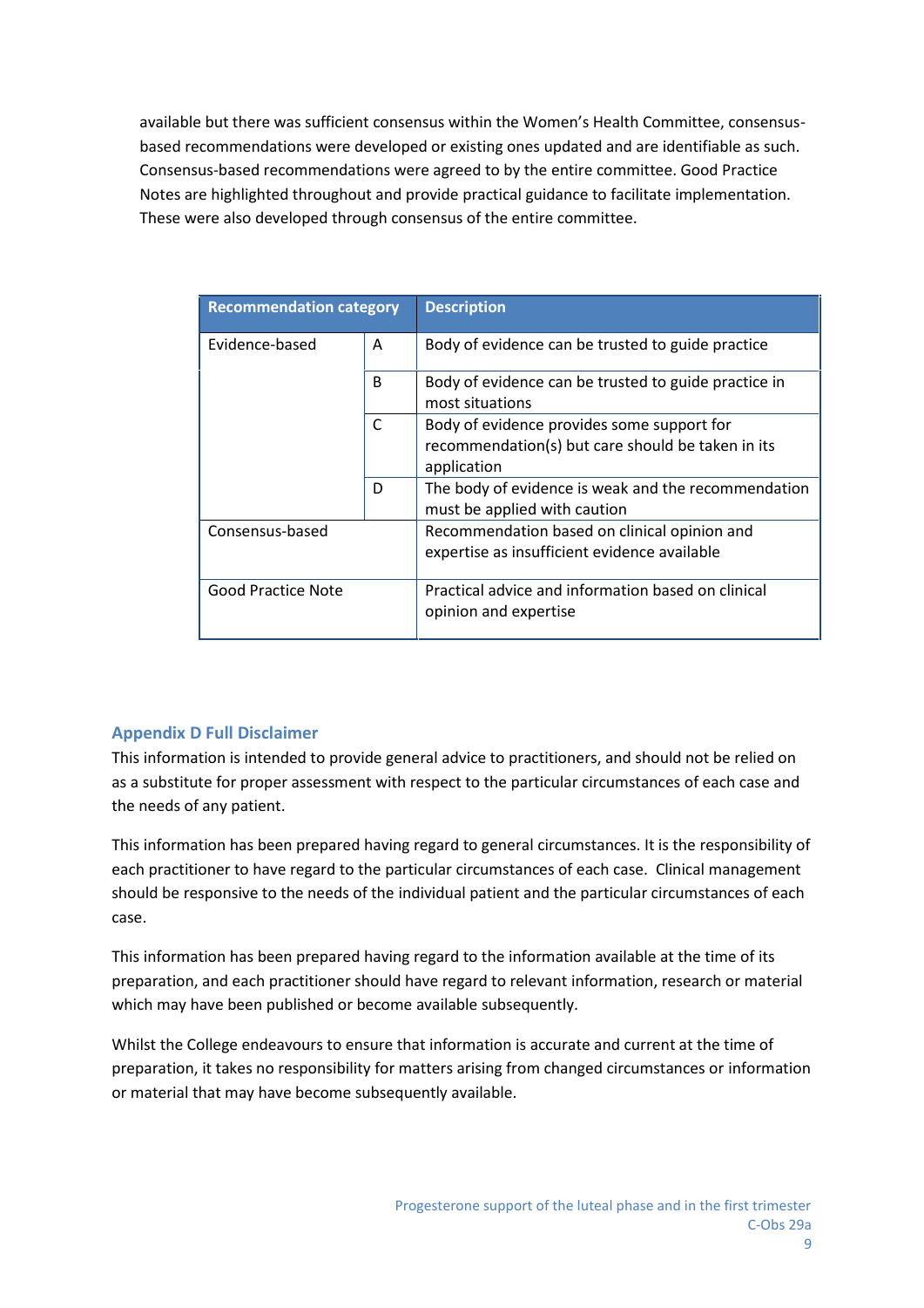available but there was sufficient consensus within the Women's Health Committee, consensus-based recommendations were developed or existing ones updated and are identifiable as such. Consensus-based recommendations were agreed to by the entire committee. Good Practice Notes are highlighted throughout and provide practical guidance to facilitate implementation. These were also developed through consensus of the entire committee.

| Recommendation category | | Description |
|---|---|---|
| Evidence-based | A | Body of evidence can be trusted to guide practice |
| | B | Body of evidence can be trusted to guide practice in most situations |
| | C | Body of evidence provides some support for recommendation(s) but care should be taken in its application |
| | D | The body of evidence is weak and the recommendation must be applied with caution |
| Consensus-based | | Recommendation based on clinical opinion and expertise as insufficient evidence available |
| Good Practice Note | | Practical advice and information based on clinical opinion and expertise |

## Appendix D Full Disclaimer

This information is intended to provide general advice to practitioners, and should not be relied on as a substitute for proper assessment with respect to the particular circumstances of each case and the needs of any patient.

This information has been prepared having regard to general circumstances. It is the responsibility of each practitioner to have regard to the particular circumstances of each case. Clinical management should be responsive to the needs of the individual patient and the particular circumstances of each case.

This information has been prepared having regard to the information available at the time of its preparation, and each practitioner should have regard to relevant information, research or material which may have been published or become available subsequently.

Whilst the College endeavours to ensure that information is accurate and current at the time of preparation, it takes no responsibility for matters arising from changed circumstances or information or material that may have become subsequently available.